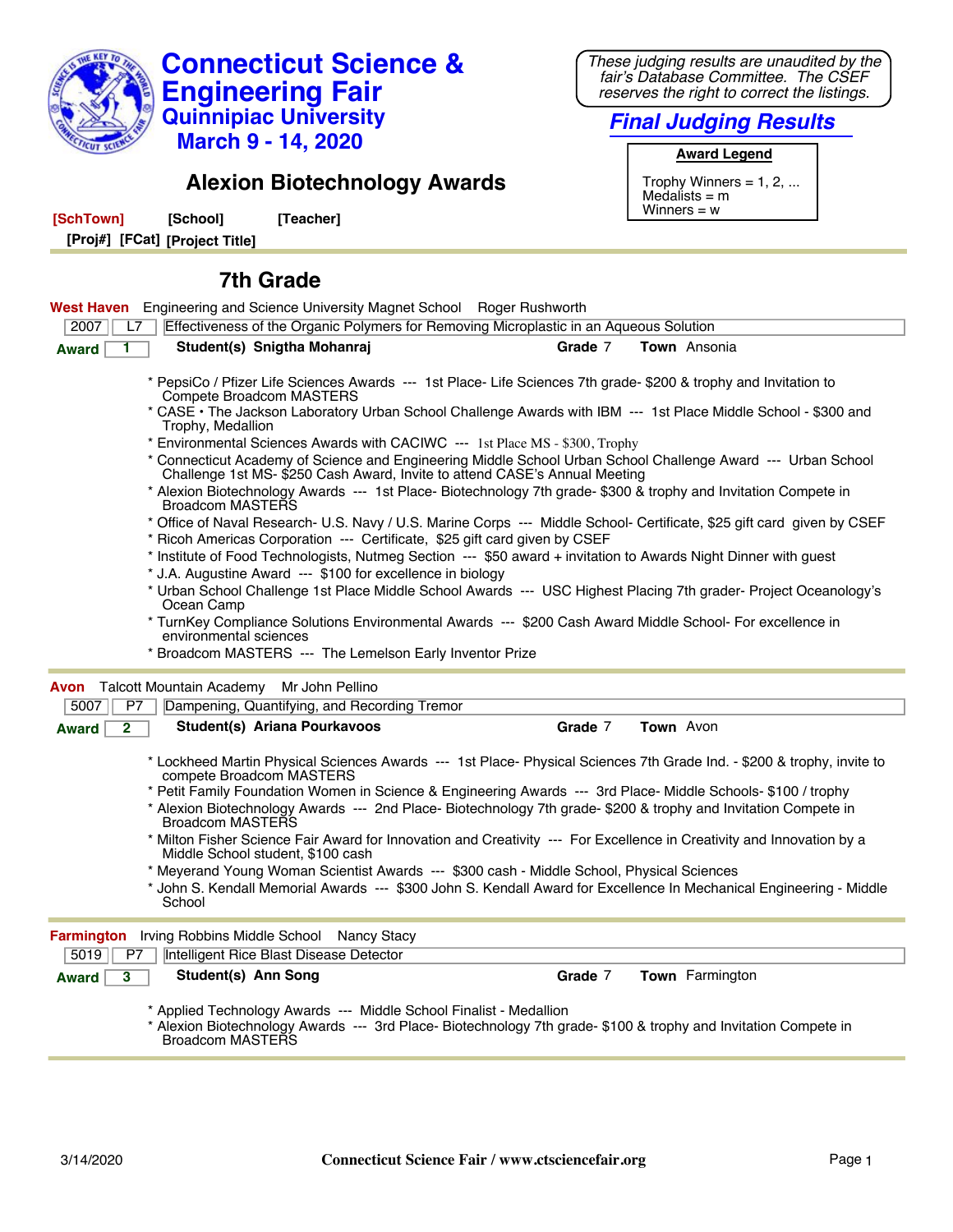# Connecticut Science & Engineering Fair
## Quinnipiac University
## March 9 - 14, 2020

*These judging results are unaudited by the fair's Database Committee. The CSEF reserves the right to correct the listings.*

## *Final Judging Results*

**Award Legend**

Trophy Winners = 1, 2, ...
Medalists = m
Winners = w

## Alexion Biotechnology Awards

**[SchTown]** **[School]** **[Teacher]**
**[Proj#]** **[FCat]** **[Project Title]**

### 7th Grade

**West Haven** Engineering and Science University Magnet School Roger Rushworth

| 2007 | L7 | Effectiveness of the Organic Polymers for Removing Microplastic in an Aqueous Solution |
|---|---|---|

**Award** 1 **Student(s)** **Snigtha Mohanraj** **Grade** 7 **Town** Ansonia

* PepsiCo / Pfizer Life Sciences Awards --- 1st Place- Life Sciences 7th grade- $200 & trophy and Invitation to Compete Broadcom MASTERS
* CASE • The Jackson Laboratory Urban School Challenge Awards with IBM --- 1st Place Middle School - $300 and Trophy, Medallion
* Environmental Sciences Awards with CACIWC --- 1st Place MS - $300, Trophy
* Connecticut Academy of Science and Engineering Middle School Urban School Challenge Award --- Urban School Challenge 1st MS- $250 Cash Award, Invite to attend CASE's Annual Meeting
* Alexion Biotechnology Awards --- 1st Place- Biotechnology 7th grade- $300 & trophy and Invitation Compete in Broadcom MASTERS
* Office of Naval Research- U.S. Navy / U.S. Marine Corps --- Middle School- Certificate, $25 gift card given by CSEF
* Ricoh Americas Corporation --- Certificate, $25 gift card given by CSEF
* Institute of Food Technologists, Nutmeg Section --- $50 award + invitation to Awards Night Dinner with guest
* J.A. Augustine Award --- $100 for excellence in biology
* Urban School Challenge 1st Place Middle School Awards --- USC Highest Placing 7th grader- Project Oceanology's Ocean Camp
* TurnKey Compliance Solutions Environmental Awards --- $200 Cash Award Middle School- For excellence in environmental sciences
* Broadcom MASTERS --- The Lemelson Early Inventor Prize

---

**Avon** Talcott Mountain Academy Mr John Pellino

| 5007 | P7 | Dampening, Quantifying, and Recording Tremor |
|---|---|---|

**Award** 2 **Student(s)** **Ariana Pourkavoos** **Grade** 7 **Town** Avon

* Lockheed Martin Physical Sciences Awards --- 1st Place- Physical Sciences 7th Grade Ind. - $200 & trophy, invite to compete Broadcom MASTERS
* Petit Family Foundation Women in Science & Engineering Awards --- 3rd Place- Middle Schools- $100 / trophy
* Alexion Biotechnology Awards --- 2nd Place- Biotechnology 7th grade- $200 & trophy and Invitation Compete in Broadcom MASTERS
* Milton Fisher Science Fair Award for Innovation and Creativity --- For Excellence in Creativity and Innovation by a Middle School student, $100 cash
* Meyerand Young Woman Scientist Awards --- $300 cash - Middle School, Physical Sciences
* John S. Kendall Memorial Awards --- $300 John S. Kendall Award for Excellence In Mechanical Engineering - Middle School

---

**Farmington** Irving Robbins Middle School Nancy Stacy

| 5019 | P7 | Intelligent Rice Blast Disease Detector |
|---|---|---|

**Award** 3 **Student(s)** **Ann Song** **Grade** 7 **Town** Farmington

* Applied Technology Awards --- Middle School Finalist - Medallion
* Alexion Biotechnology Awards --- 3rd Place- Biotechnology 7th grade- $100 & trophy and Invitation Compete in Broadcom MASTERS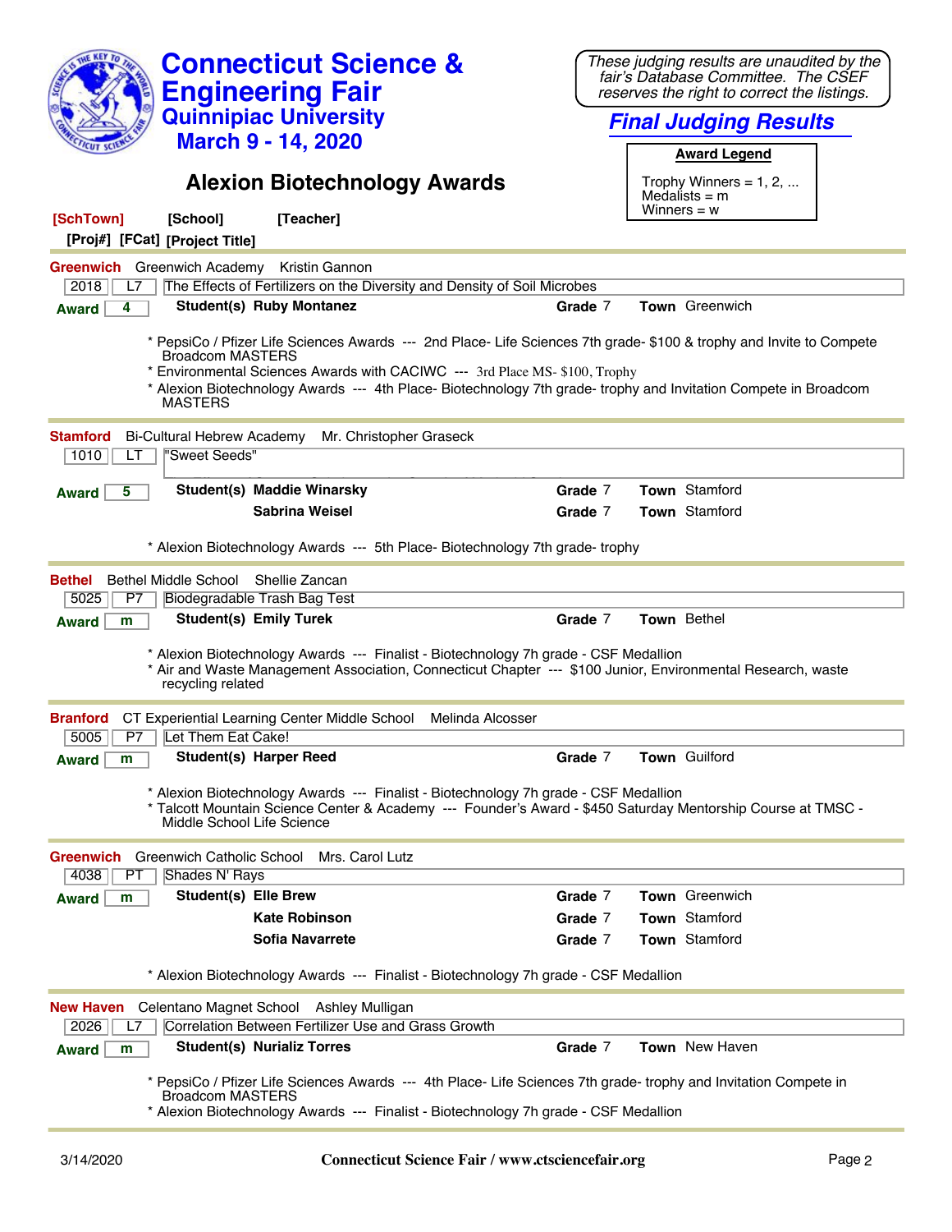# Connecticut Science & Engineering Fair

## Quinnipiac University

## March 9 - 14, 2020

*These judging results are unaudited by the fair's Database Committee. The CSEF reserves the right to correct the listings.*

***Final Judging Results***

**Award Legend**

Trophy Winners = 1, 2, ...
Medalists = m
Winners = w

## Alexion Biotechnology Awards

**[SchTown]** **[School]** **[Teacher]**
**[Proj#]** **[FCat]** **[Project Title]**

---

**Greenwich** Greenwich Academy Kristin Gannon

2018 | L7 | The Effects of Fertilizers on the Diversity and Density of Soil Microbes

**Award** 4 — **Student(s)** **Ruby Montanez** — **Grade** 7 — **Town** Greenwich

* PepsiCo / Pfizer Life Sciences Awards --- 2nd Place- Life Sciences 7th grade- $100 & trophy and Invite to Compete Broadcom MASTERS
* Environmental Sciences Awards with CACIWC --- 3rd Place MS- $100, Trophy
* Alexion Biotechnology Awards --- 4th Place- Biotechnology 7th grade- trophy and Invitation Compete in Broadcom MASTERS

---

**Stamford** Bi-Cultural Hebrew Academy Mr. Christopher Graseck

1010 | LT | "Sweet Seeds"

**Award** 5 — **Student(s)** **Maddie Winarsky** — **Grade** 7 — **Town** Stamford
**Sabrina Weisel** — **Grade** 7 — **Town** Stamford

* Alexion Biotechnology Awards --- 5th Place- Biotechnology 7th grade- trophy

---

**Bethel** Bethel Middle School Shellie Zancan

5025 | P7 | Biodegradable Trash Bag Test

**Award** m — **Student(s)** **Emily Turek** — **Grade** 7 — **Town** Bethel

* Alexion Biotechnology Awards --- Finalist - Biotechnology 7h grade - CSF Medallion
* Air and Waste Management Association, Connecticut Chapter --- $100 Junior, Environmental Research, waste recycling related

---

**Branford** CT Experiential Learning Center Middle School Melinda Alcosser

5005 | P7 | Let Them Eat Cake!

**Award** m — **Student(s)** **Harper Reed** — **Grade** 7 — **Town** Guilford

* Alexion Biotechnology Awards --- Finalist - Biotechnology 7h grade - CSF Medallion
* Talcott Mountain Science Center & Academy --- Founder's Award - $450 Saturday Mentorship Course at TMSC - Middle School Life Science

---

**Greenwich** Greenwich Catholic School Mrs. Carol Lutz

4038 | PT | Shades N' Rays

**Award** m — **Student(s)** **Elle Brew** — **Grade** 7 — **Town** Greenwich
**Kate Robinson** — **Grade** 7 — **Town** Stamford
**Sofia Navarrete** — **Grade** 7 — **Town** Stamford

* Alexion Biotechnology Awards --- Finalist - Biotechnology 7h grade - CSF Medallion

---

**New Haven** Celentano Magnet School Ashley Mulligan

2026 | L7 | Correlation Between Fertilizer Use and Grass Growth

**Award** m — **Student(s)** **Nurializ Torres** — **Grade** 7 — **Town** New Haven

* PepsiCo / Pfizer Life Sciences Awards --- 4th Place- Life Sciences 7th grade- trophy and Invitation Compete in Broadcom MASTERS
* Alexion Biotechnology Awards --- Finalist - Biotechnology 7h grade - CSF Medallion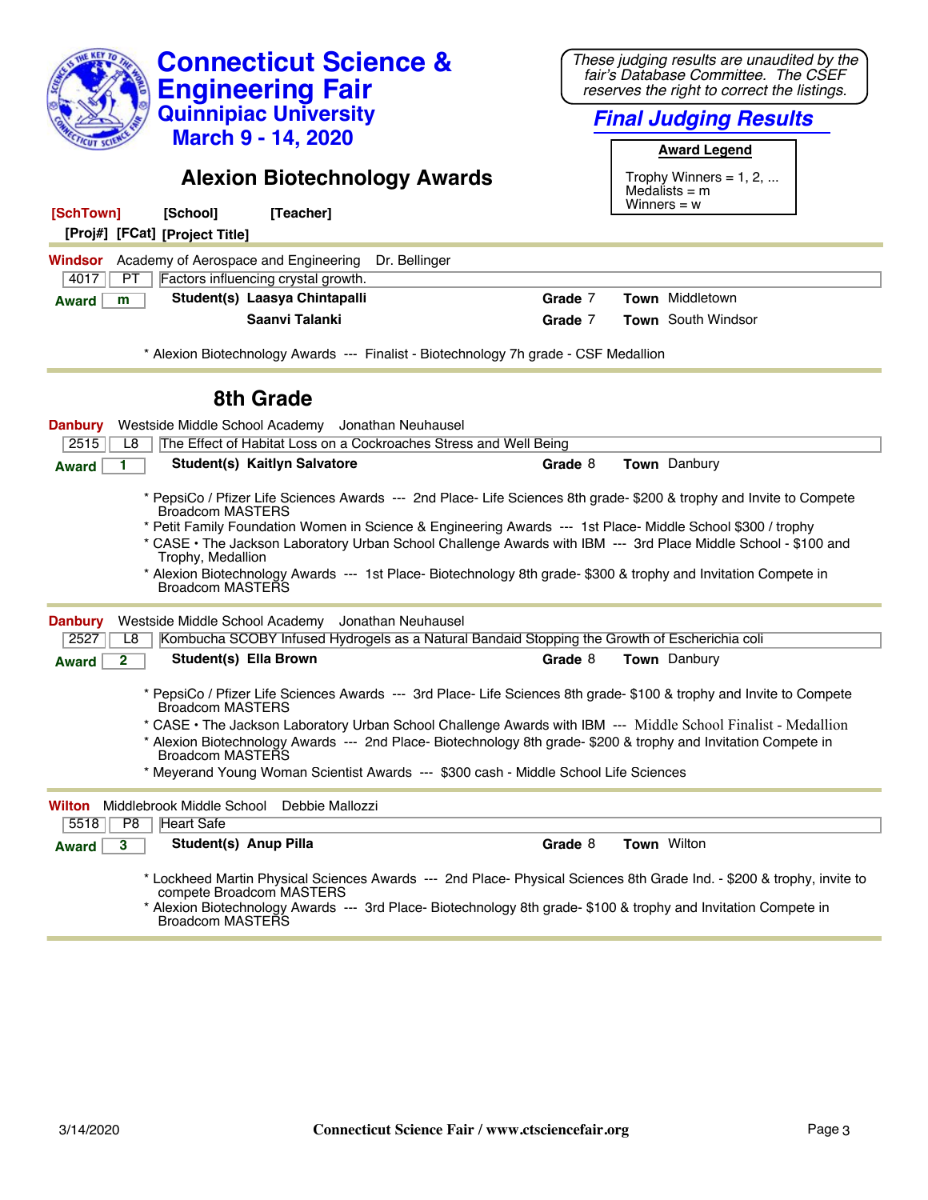# Connecticut Science & Engineering Fair

## Quinnipiac University

## March 9 - 14, 2020

*These judging results are unaudited by the fair's Database Committee. The CSEF reserves the right to correct the listings.*

***Final Judging Results***

**Award Legend**

Trophy Winners = 1, 2, ...
Medalists = m
Winners = w

## Alexion Biotechnology Awards

**[SchTown]** **[School]** **[Teacher]**
**[Proj#]** **[FCat]** **[Project Title]**

---

**Windsor** Academy of Aerospace and Engineering Dr. Bellinger

4017 | PT | Factors influencing crystal growth.

**Award** m **Student(s)** **Laasya Chintapalli** **Grade** 7 **Town** Middletown
**Saanvi Talanki** **Grade** 7 **Town** South Windsor

* Alexion Biotechnology Awards --- Finalist - Biotechnology 7h grade - CSF Medallion

---

## 8th Grade

**Danbury** Westside Middle School Academy Jonathan Neuhausel

2515 | L8 | The Effect of Habitat Loss on a Cockroaches Stress and Well Being

**Award** 1 **Student(s)** **Kaitlyn Salvatore** **Grade** 8 **Town** Danbury

* PepsiCo / Pfizer Life Sciences Awards --- 2nd Place- Life Sciences 8th grade- $200 & trophy and Invite to Compete Broadcom MASTERS
* Petit Family Foundation Women in Science & Engineering Awards --- 1st Place- Middle School $300 / trophy
* CASE • The Jackson Laboratory Urban School Challenge Awards with IBM --- 3rd Place Middle School - $100 and Trophy, Medallion
* Alexion Biotechnology Awards --- 1st Place- Biotechnology 8th grade- $300 & trophy and Invitation Compete in Broadcom MASTERS

---

**Danbury** Westside Middle School Academy Jonathan Neuhausel

2527 | L8 | Kombucha SCOBY Infused Hydrogels as a Natural Bandaid Stopping the Growth of Escherichia coli

**Award** 2 **Student(s)** **Ella Brown** **Grade** 8 **Town** Danbury

* PepsiCo / Pfizer Life Sciences Awards --- 3rd Place- Life Sciences 8th grade- $100 & trophy and Invite to Compete Broadcom MASTERS
* CASE • The Jackson Laboratory Urban School Challenge Awards with IBM --- Middle School Finalist - Medallion
* Alexion Biotechnology Awards --- 2nd Place- Biotechnology 8th grade- $200 & trophy and Invitation Compete in Broadcom MASTERS
* Meyerand Young Woman Scientist Awards --- $300 cash - Middle School Life Sciences

---

**Wilton** Middlebrook Middle School Debbie Mallozzi

5518 | P8 | Heart Safe

**Award** 3 **Student(s)** **Anup Pilla** **Grade** 8 **Town** Wilton

* Lockheed Martin Physical Sciences Awards --- 2nd Place- Physical Sciences 8th Grade Ind. - $200 & trophy, invite to compete Broadcom MASTERS
* Alexion Biotechnology Awards --- 3rd Place- Biotechnology 8th grade- $100 & trophy and Invitation Compete in Broadcom MASTERS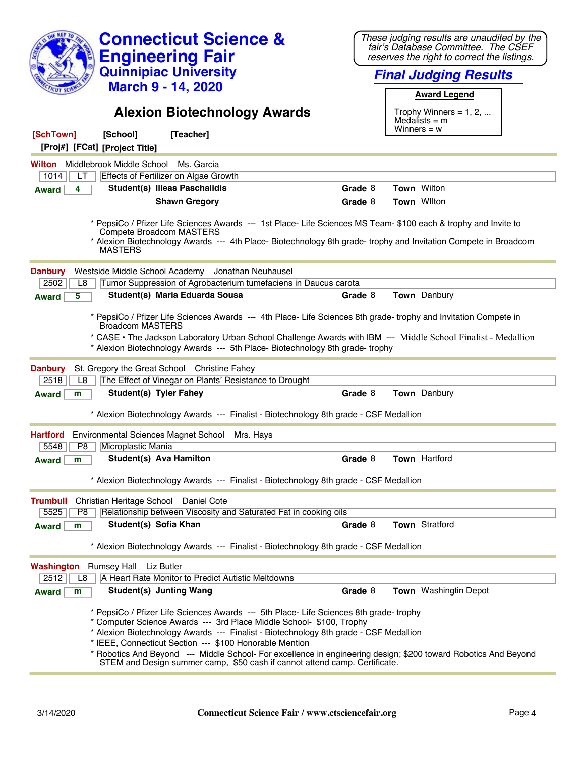# Connecticut Science & Engineering Fair
## Quinnipiac University
## March 9 - 14, 2020

*These judging results are unaudited by the fair's Database Committee. The CSEF reserves the right to correct the listings.*

**Final Judging Results**

**Award Legend**

Trophy Winners = 1, 2, ...
Medalists = m
Winners = w

## Alexion Biotechnology Awards

**[SchTown]** **[School]** **[Teacher]**
**[Proj#]** **[FCat]** **[Project Title]**

---

**Wilton** Middlebrook Middle School Ms. Garcia

1014 | LT | Effects of Fertilizer on Algae Growth

**Award** 4 — **Student(s)** **Illeas Paschalidis** — **Grade** 8 — **Town** Wilton
**Shawn Gregory** — **Grade** 8 — **Town** WIlton

* PepsiCo / Pfizer Life Sciences Awards --- 1st Place- Life Sciences MS Team- $100 each & trophy and Invite to Compete Broadcom MASTERS
* Alexion Biotechnology Awards --- 4th Place- Biotechnology 8th grade- trophy and Invitation Compete in Broadcom MASTERS

---

**Danbury** Westside Middle School Academy Jonathan Neuhausel

2502 | L8 | Tumor Suppression of Agrobacterium tumefaciens in Daucus carota

**Award** 5 — **Student(s)** **Maria Eduarda Sousa** — **Grade** 8 — **Town** Danbury

* PepsiCo / Pfizer Life Sciences Awards --- 4th Place- Life Sciences 8th grade- trophy and Invitation Compete in Broadcom MASTERS
* CASE • The Jackson Laboratory Urban School Challenge Awards with IBM --- Middle School Finalist - Medallion
* Alexion Biotechnology Awards --- 5th Place- Biotechnology 8th grade- trophy

---

**Danbury** St. Gregory the Great School Christine Fahey

2518 | L8 | The Effect of Vinegar on Plants' Resistance to Drought

**Award** m — **Student(s)** **Tyler Fahey** — **Grade** 8 — **Town** Danbury

* Alexion Biotechnology Awards --- Finalist - Biotechnology 8th grade - CSF Medallion

---

**Hartford** Environmental Sciences Magnet School Mrs. Hays

5548 | P8 | Microplastic Mania

**Award** m — **Student(s)** **Ava Hamilton** — **Grade** 8 — **Town** Hartford

* Alexion Biotechnology Awards --- Finalist - Biotechnology 8th grade - CSF Medallion

---

**Trumbull** Christian Heritage School Daniel Cote

5525 | P8 | Relationship between Viscosity and Saturated Fat in cooking oils

**Award** m — **Student(s)** **Sofia Khan** — **Grade** 8 — **Town** Stratford

* Alexion Biotechnology Awards --- Finalist - Biotechnology 8th grade - CSF Medallion

---

**Washington** Rumsey Hall Liz Butler

2512 | L8 | A Heart Rate Monitor to Predict Autistic Meltdowns

**Award** m — **Student(s)** **Junting Wang** — **Grade** 8 — **Town** Washingtin Depot

* PepsiCo / Pfizer Life Sciences Awards --- 5th Place- Life Sciences 8th grade- trophy
* Computer Science Awards --- 3rd Place Middle School- $100, Trophy
* Alexion Biotechnology Awards --- Finalist - Biotechnology 8th grade - CSF Medallion
* IEEE, Connecticut Section --- $100 Honorable Mention
* Robotics And Beyond --- Middle School- For excellence in engineering design; $200 toward Robotics And Beyond STEM and Design summer camp, $50 cash if cannot attend camp. Certificate.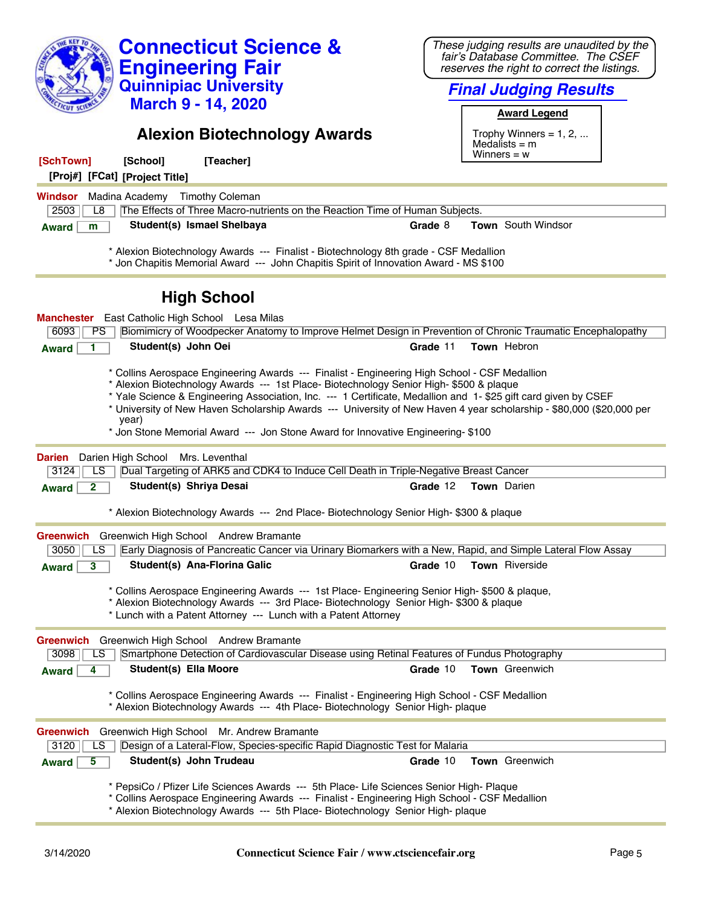# Connecticut Science & Engineering Fair
## Quinnipiac University
## March 9 - 14, 2020

*These judging results are unaudited by the fair's Database Committee. The CSEF reserves the right to correct the listings.*

***Final Judging Results***

**Award Legend**

Trophy Winners = 1, 2, ...
Medalists = m
Winners = w

## Alexion Biotechnology Awards

**[SchTown] [School] [Teacher]**
**[Proj#] [FCat] [Project Title]**

---

**Windsor** Madina Academy Timothy Coleman

2503 | L8 | The Effects of Three Macro-nutrients on the Reaction Time of Human Subjects.

**Award** m **Student(s) Ismael Shelbaya** **Grade** 8 **Town** South Windsor

* Alexion Biotechnology Awards --- Finalist - Biotechnology 8th grade - CSF Medallion
* Jon Chapitis Memorial Award --- John Chapitis Spirit of Innovation Award - MS $100

---

## High School

**Manchester** East Catholic High School Lesa Milas

6093 | PS | Biomimicry of Woodpecker Anatomy to Improve Helmet Design in Prevention of Chronic Traumatic Encephalopathy

**Award** 1 **Student(s) John Oei** **Grade** 11 **Town** Hebron

* Collins Aerospace Engineering Awards --- Finalist - Engineering High School - CSF Medallion
* Alexion Biotechnology Awards --- 1st Place- Biotechnology Senior High- $500 & plaque
* Yale Science & Engineering Association, Inc. --- 1 Certificate, Medallion and 1- $25 gift card given by CSEF
* University of New Haven Scholarship Awards --- University of New Haven 4 year scholarship - $80,000 ($20,000 per year)
* Jon Stone Memorial Award --- Jon Stone Award for Innovative Engineering- $100

---

**Darien** Darien High School Mrs. Leventhal

3124 | LS | Dual Targeting of ARK5 and CDK4 to Induce Cell Death in Triple-Negative Breast Cancer

**Award** 2 **Student(s) Shriya Desai** **Grade** 12 **Town** Darien

* Alexion Biotechnology Awards --- 2nd Place- Biotechnology Senior High- $300 & plaque

---

**Greenwich** Greenwich High School Andrew Bramante

3050 | LS | Early Diagnosis of Pancreatic Cancer via Urinary Biomarkers with a New, Rapid, and Simple Lateral Flow Assay

**Award** 3 **Student(s) Ana-Florina Galic** **Grade** 10 **Town** Riverside

* Collins Aerospace Engineering Awards --- 1st Place- Engineering Senior High- $500 & plaque,
* Alexion Biotechnology Awards --- 3rd Place- Biotechnology Senior High- $300 & plaque
* Lunch with a Patent Attorney --- Lunch with a Patent Attorney

---

**Greenwich** Greenwich High School Andrew Bramante

3098 | LS | Smartphone Detection of Cardiovascular Disease using Retinal Features of Fundus Photography

**Award** 4 **Student(s) Ella Moore** **Grade** 10 **Town** Greenwich

* Collins Aerospace Engineering Awards --- Finalist - Engineering High School - CSF Medallion
* Alexion Biotechnology Awards --- 4th Place- Biotechnology Senior High- plaque

---

**Greenwich** Greenwich High School Mr. Andrew Bramante

3120 | LS | Design of a Lateral-Flow, Species-specific Rapid Diagnostic Test for Malaria

**Award** 5 **Student(s) John Trudeau** **Grade** 10 **Town** Greenwich

* PepsiCo / Pfizer Life Sciences Awards --- 5th Place- Life Sciences Senior High- Plaque
* Collins Aerospace Engineering Awards --- Finalist - Engineering High School - CSF Medallion
* Alexion Biotechnology Awards --- 5th Place- Biotechnology Senior High- plaque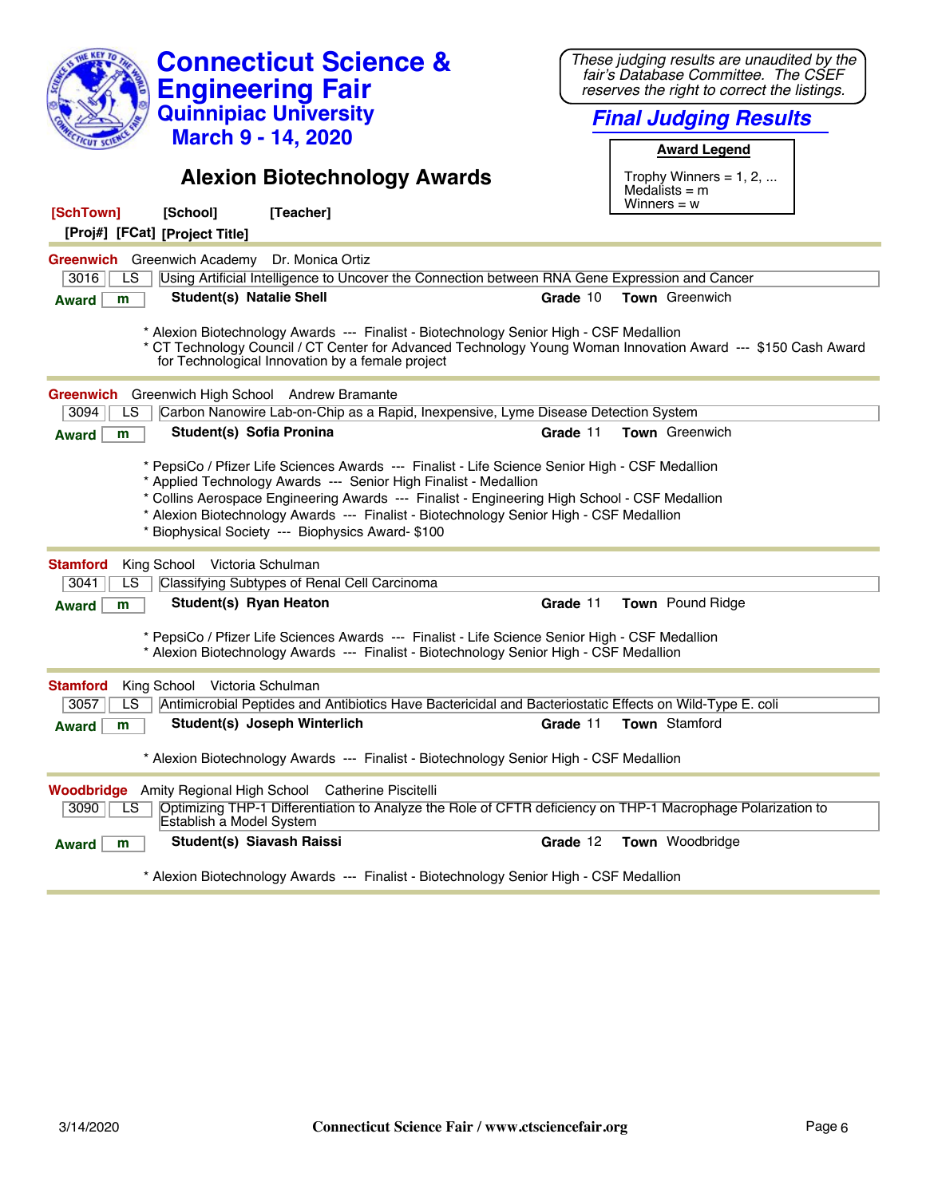# Connecticut Science & Engineering Fair

## Quinnipiac University

## March 9 - 14, 2020

*These judging results are unaudited by the fair's Database Committee. The CSEF reserves the right to correct the listings.*

***Final Judging Results***

**Award Legend**

Trophy Winners = 1, 2, ...
Medalists = m
Winners = w

## Alexion Biotechnology Awards

**[SchTown]** **[School]** **[Teacher]**
**[Proj#]** **[FCat]** **[Project Title]**

---

**Greenwich** Greenwich Academy Dr. Monica Ortiz

3016 | LS | Using Artificial Intelligence to Uncover the Connection between RNA Gene Expression and Cancer

**Award** m **Student(s)** **Natalie Shell** **Grade** 10 **Town** Greenwich

* Alexion Biotechnology Awards --- Finalist - Biotechnology Senior High - CSF Medallion
* CT Technology Council / CT Center for Advanced Technology Young Woman Innovation Award --- $150 Cash Award for Technological Innovation by a female project

---

**Greenwich** Greenwich High School Andrew Bramante

3094 | LS | Carbon Nanowire Lab-on-Chip as a Rapid, Inexpensive, Lyme Disease Detection System

**Award** m **Student(s)** **Sofia Pronina** **Grade** 11 **Town** Greenwich

* PepsiCo / Pfizer Life Sciences Awards --- Finalist - Life Science Senior High - CSF Medallion
* Applied Technology Awards --- Senior High Finalist - Medallion
* Collins Aerospace Engineering Awards --- Finalist - Engineering High School - CSF Medallion
* Alexion Biotechnology Awards --- Finalist - Biotechnology Senior High - CSF Medallion
* Biophysical Society --- Biophysics Award- $100

---

**Stamford** King School Victoria Schulman

3041 | LS | Classifying Subtypes of Renal Cell Carcinoma

**Award** m **Student(s)** **Ryan Heaton** **Grade** 11 **Town** Pound Ridge

* PepsiCo / Pfizer Life Sciences Awards --- Finalist - Life Science Senior High - CSF Medallion
* Alexion Biotechnology Awards --- Finalist - Biotechnology Senior High - CSF Medallion

---

**Stamford** King School Victoria Schulman

3057 | LS | Antimicrobial Peptides and Antibiotics Have Bactericidal and Bacteriostatic Effects on Wild-Type E. coli

**Award** m **Student(s)** **Joseph Winterlich** **Grade** 11 **Town** Stamford

* Alexion Biotechnology Awards --- Finalist - Biotechnology Senior High - CSF Medallion

---

**Woodbridge** Amity Regional High School Catherine Piscitelli

3090 | LS | Optimizing THP-1 Differentiation to Analyze the Role of CFTR deficiency on THP-1 Macrophage Polarization to Establish a Model System

**Award** m **Student(s)** **Siavash Raissi** **Grade** 12 **Town** Woodbridge

* Alexion Biotechnology Awards --- Finalist - Biotechnology Senior High - CSF Medallion